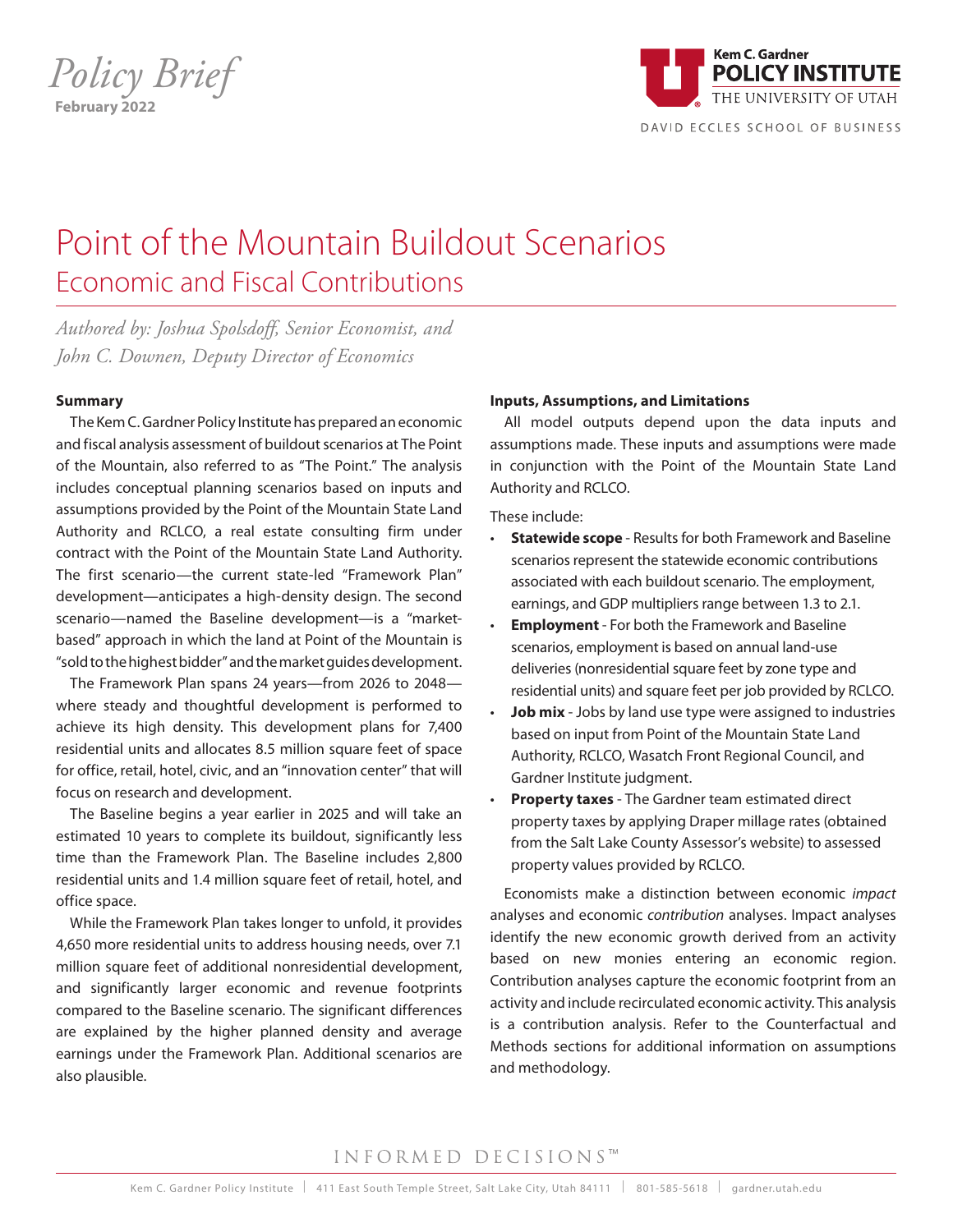*Policy Brief*
**February 2022**

# Point of the Mountain Buildout Scenarios
## Economic and Fiscal Contributions

*Authored by: Joshua Spolsdoff, Senior Economist, and John C. Downen, Deputy Director of Economics*

### Summary

The Kem C. Gardner Policy Institute has prepared an economic and fiscal analysis assessment of buildout scenarios at The Point of the Mountain, also referred to as "The Point." The analysis includes conceptual planning scenarios based on inputs and assumptions provided by the Point of the Mountain State Land Authority and RCLCO, a real estate consulting firm under contract with the Point of the Mountain State Land Authority. The first scenario—the current state-led "Framework Plan" development—anticipates a high-density design. The second scenario—named the Baseline development—is a "market-based" approach in which the land at Point of the Mountain is "sold to the highest bidder" and the market guides development.

The Framework Plan spans 24 years—from 2026 to 2048—where steady and thoughtful development is performed to achieve its high density. This development plans for 7,400 residential units and allocates 8.5 million square feet of space for office, retail, hotel, civic, and an "innovation center" that will focus on research and development.

The Baseline begins a year earlier in 2025 and will take an estimated 10 years to complete its buildout, significantly less time than the Framework Plan. The Baseline includes 2,800 residential units and 1.4 million square feet of retail, hotel, and office space.

While the Framework Plan takes longer to unfold, it provides 4,650 more residential units to address housing needs, over 7.1 million square feet of additional nonresidential development, and significantly larger economic and revenue footprints compared to the Baseline scenario. The significant differences are explained by the higher planned density and average earnings under the Framework Plan. Additional scenarios are also plausible.

### Inputs, Assumptions, and Limitations

All model outputs depend upon the data inputs and assumptions made. These inputs and assumptions were made in conjunction with the Point of the Mountain State Land Authority and RCLCO.

These include:

- **Statewide scope** - Results for both Framework and Baseline scenarios represent the statewide economic contributions associated with each buildout scenario. The employment, earnings, and GDP multipliers range between 1.3 to 2.1.
- **Employment** - For both the Framework and Baseline scenarios, employment is based on annual land-use deliveries (nonresidential square feet by zone type and residential units) and square feet per job provided by RCLCO.
- **Job mix** - Jobs by land use type were assigned to industries based on input from Point of the Mountain State Land Authority, RCLCO, Wasatch Front Regional Council, and Gardner Institute judgment.
- **Property taxes** - The Gardner team estimated direct property taxes by applying Draper millage rates (obtained from the Salt Lake County Assessor's website) to assessed property values provided by RCLCO.

Economists make a distinction between economic *impact* analyses and economic *contribution* analyses. Impact analyses identify the new economic growth derived from an activity based on new monies entering an economic region. Contribution analyses capture the economic footprint from an activity and include recirculated economic activity. This analysis is a contribution analysis. Refer to the Counterfactual and Methods sections for additional information on assumptions and methodology.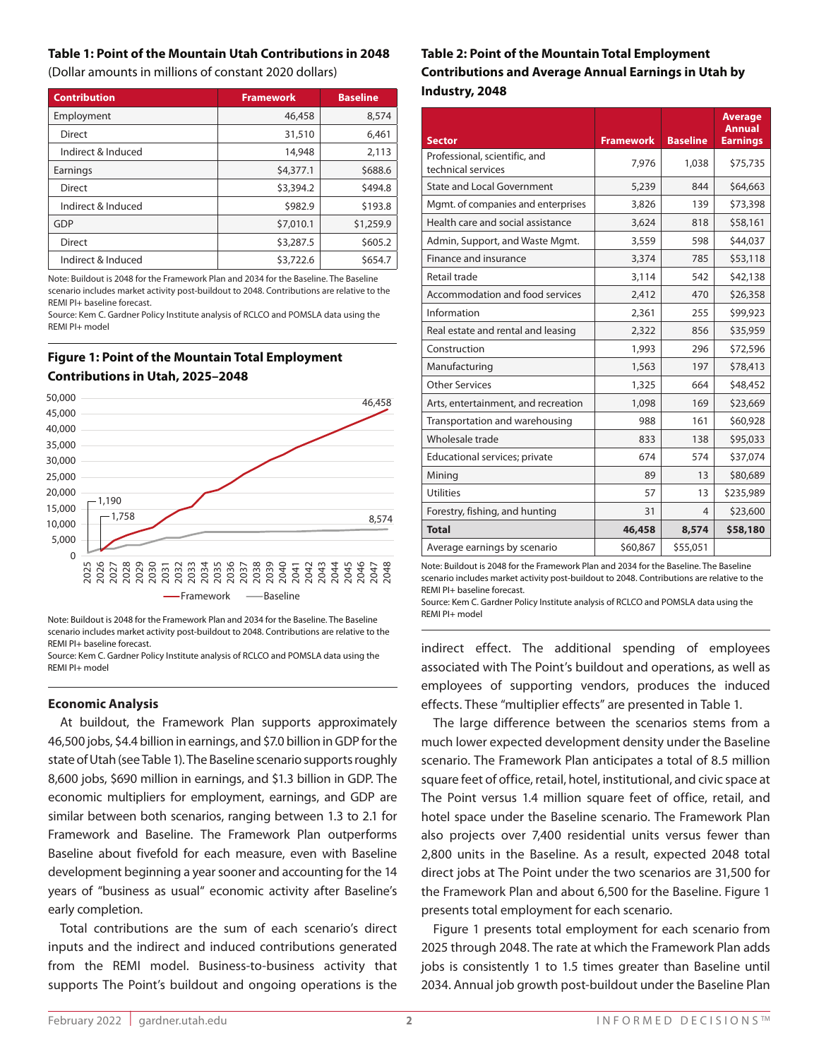### Table 1: Point of the Mountain Utah Contributions in 2048

(Dollar amounts in millions of constant 2020 dollars)

| Contribution | Framework | Baseline |
|---|---|---|
| Employment | 46,458 | 8,574 |
| Direct | 31,510 | 6,461 |
| Indirect & Induced | 14,948 | 2,113 |
| Earnings | $4,377.1 | $688.6 |
| Direct | $3,394.2 | $494.8 |
| Indirect & Induced | $982.9 | $193.8 |
| GDP | $7,010.1 | $1,259.9 |
| Direct | $3,287.5 | $605.2 |
| Indirect & Induced | $3,722.6 | $654.7 |

Note: Buildout is 2048 for the Framework Plan and 2034 for the Baseline. The Baseline scenario includes market activity post-buildout to 2048. Contributions are relative to the REMI PI+ baseline forecast.
Source: Kem C. Gardner Policy Institute analysis of RCLCO and POMSLA data using the REMI PI+ model

### Figure 1: Point of the Mountain Total Employment Contributions in Utah, 2025–2048

Note: Buildout is 2048 for the Framework Plan and 2034 for the Baseline. The Baseline scenario includes market activity post-buildout to 2048. Contributions are relative to the REMI PI+ baseline forecast.
Source: Kem C. Gardner Policy Institute analysis of RCLCO and POMSLA data using the REMI PI+ model

### Economic Analysis

At buildout, the Framework Plan supports approximately 46,500 jobs, $4.4 billion in earnings, and $7.0 billion in GDP for the state of Utah (see Table 1). The Baseline scenario supports roughly 8,600 jobs, $690 million in earnings, and $1.3 billion in GDP. The economic multipliers for employment, earnings, and GDP are similar between both scenarios, ranging between 1.3 to 2.1 for Framework and Baseline. The Framework Plan outperforms Baseline about fivefold for each measure, even with Baseline development beginning a year sooner and accounting for the 14 years of "business as usual" economic activity after Baseline's early completion.

Total contributions are the sum of each scenario's direct inputs and the indirect and induced contributions generated from the REMI model. Business-to-business activity that supports The Point's buildout and ongoing operations is the indirect effect. The additional spending of employees associated with The Point's buildout and operations, as well as employees of supporting vendors, produces the induced effects. These "multiplier effects" are presented in Table 1.

The large difference between the scenarios stems from a much lower expected development density under the Baseline scenario. The Framework Plan anticipates a total of 8.5 million square feet of office, retail, hotel, institutional, and civic space at The Point versus 1.4 million square feet of office, retail, and hotel space under the Baseline scenario. The Framework Plan also projects over 7,400 residential units versus fewer than 2,800 units in the Baseline. As a result, expected 2048 total direct jobs at The Point under the two scenarios are 31,500 for the Framework Plan and about 6,500 for the Baseline. Figure 1 presents total employment for each scenario.

Figure 1 presents total employment for each scenario from 2025 through 2048. The rate at which the Framework Plan adds jobs is consistently 1 to 1.5 times greater than Baseline until 2034. Annual job growth post-buildout under the Baseline Plan

### Table 2: Point of the Mountain Total Employment Contributions and Average Annual Earnings in Utah by Industry, 2048

| Sector | Framework | Baseline | Average Annual Earnings |
|---|---|---|---|
| Professional, scientific, and technical services | 7,976 | 1,038 | $75,735 |
| State and Local Government | 5,239 | 844 | $64,663 |
| Mgmt. of companies and enterprises | 3,826 | 139 | $73,398 |
| Health care and social assistance | 3,624 | 818 | $58,161 |
| Admin, Support, and Waste Mgmt. | 3,559 | 598 | $44,037 |
| Finance and insurance | 3,374 | 785 | $53,118 |
| Retail trade | 3,114 | 542 | $42,138 |
| Accommodation and food services | 2,412 | 470 | $26,358 |
| Information | 2,361 | 255 | $99,923 |
| Real estate and rental and leasing | 2,322 | 856 | $35,959 |
| Construction | 1,993 | 296 | $72,596 |
| Manufacturing | 1,563 | 197 | $78,413 |
| Other Services | 1,325 | 664 | $48,452 |
| Arts, entertainment, and recreation | 1,098 | 169 | $23,669 |
| Transportation and warehousing | 988 | 161 | $60,928 |
| Wholesale trade | 833 | 138 | $95,033 |
| Educational services; private | 674 | 574 | $37,074 |
| Mining | 89 | 13 | $80,689 |
| Utilities | 57 | 13 | $235,989 |
| Forestry, fishing, and hunting | 31 | 4 | $23,600 |
| **Total** | **46,458** | **8,574** | **$58,180** |
| Average earnings by scenario | $60,867 | $55,051 | |

Note: Buildout is 2048 for the Framework Plan and 2034 for the Baseline. The Baseline scenario includes market activity post-buildout to 2048. Contributions are relative to the REMI PI+ baseline forecast.
Source: Kem C. Gardner Policy Institute analysis of RCLCO and POMSLA data using the REMI PI+ model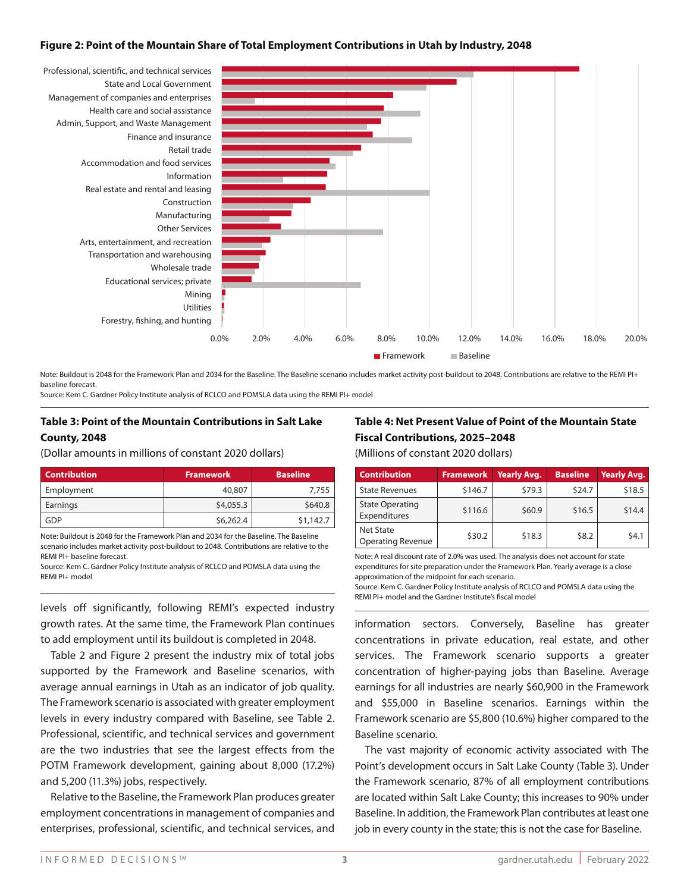**Figure 2: Point of the Mountain Share of Total Employment Contributions in Utah by Industry, 2048**

Note: Buildout is 2048 for the Framework Plan and 2034 for the Baseline. The Baseline scenario includes market activity post-buildout to 2048. Contributions are relative to the REMI PI+ baseline forecast.
Source: Kem C. Gardner Policy Institute analysis of RCLCO and POMSLA data using the REMI PI+ model

**Table 3: Point of the Mountain Contributions in Salt Lake County, 2048**

(Dollar amounts in millions of constant 2020 dollars)

| Contribution | Framework | Baseline |
|---|---|---|
| Employment | 40,807 | 7,755 |
| Earnings | $4,055.3 | $640.8 |
| GDP | $6,262.4 | $1,142.7 |

Note: Buildout is 2048 for the Framework Plan and 2034 for the Baseline. The Baseline scenario includes market activity post-buildout to 2048. Contributions are relative to the REMI PI+ baseline forecast.
Source: Kem C. Gardner Policy Institute analysis of RCLCO and POMSLA data using the REMI PI+ model

**Table 4: Net Present Value of Point of the Mountain State Fiscal Contributions, 2025–2048**

(Millions of constant 2020 dollars)

| Contribution | Framework | Yearly Avg. | Baseline | Yearly Avg. |
|---|---|---|---|---|
| State Revenues | $146.7 | $79.3 | $24.7 | $18.5 |
| State Operating Expenditures | $116.6 | $60.9 | $16.5 | $14.4 |
| Net State Operating Revenue | $30.2 | $18.3 | $8.2 | $4.1 |

Note: A real discount rate of 2.0% was used. The analysis does not account for state expenditures for site preparation under the Framework Plan. Yearly average is a close approximation of the midpoint for each scenario.
Source: Kem C. Gardner Policy Institute analysis of RCLCO and POMSLA data using the REMI PI+ model and the Gardner Institute's fiscal model

levels off significantly, following REMI's expected industry growth rates. At the same time, the Framework Plan continues to add employment until its buildout is completed in 2048.

Table 2 and Figure 2 present the industry mix of total jobs supported by the Framework and Baseline scenarios, with average annual earnings in Utah as an indicator of job quality. The Framework scenario is associated with greater employment levels in every industry compared with Baseline, see Table 2. Professional, scientific, and technical services and government are the two industries that see the largest effects from the POTM Framework development, gaining about 8,000 (17.2%) and 5,200 (11.3%) jobs, respectively.

Relative to the Baseline, the Framework Plan produces greater employment concentrations in management of companies and enterprises, professional, scientific, and technical services, and information sectors. Conversely, Baseline has greater concentrations in private education, real estate, and other services. The Framework scenario supports a greater concentration of higher-paying jobs than Baseline. Average earnings for all industries are nearly $60,900 in the Framework and $55,000 in Baseline scenarios. Earnings within the Framework scenario are $5,800 (10.6%) higher compared to the Baseline scenario.

The vast majority of economic activity associated with The Point's development occurs in Salt Lake County (Table 3). Under the Framework scenario, 87% of all employment contributions are located within Salt Lake County; this increases to 90% under Baseline. In addition, the Framework Plan contributes at least one job in every county in the state; this is not the case for Baseline.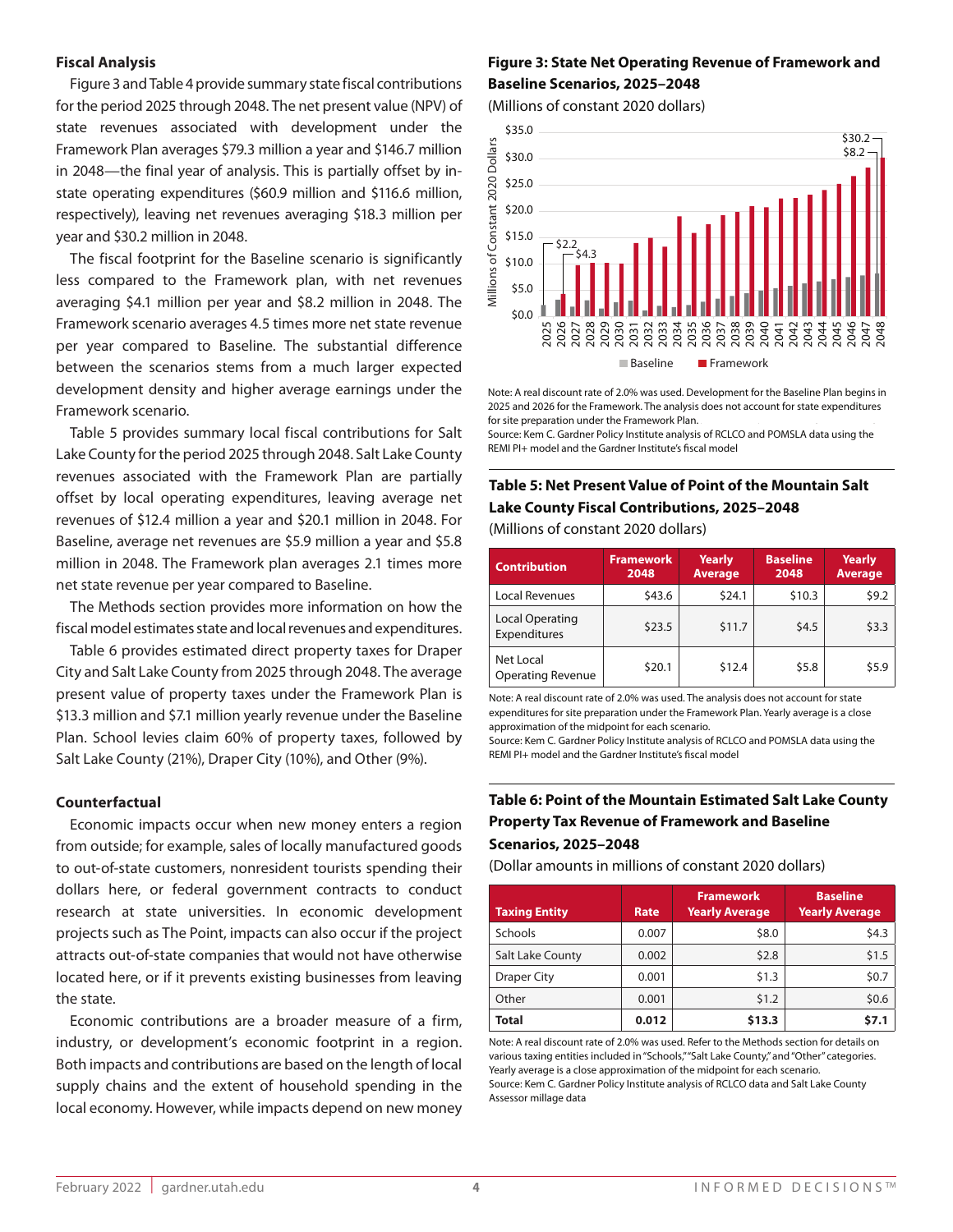### Fiscal Analysis

Figure 3 and Table 4 provide summary state fiscal contributions for the period 2025 through 2048. The net present value (NPV) of state revenues associated with development under the Framework Plan averages $79.3 million a year and $146.7 million in 2048—the final year of analysis. This is partially offset by in-state operating expenditures ($60.9 million and $116.6 million, respectively), leaving net revenues averaging $18.3 million per year and $30.2 million in 2048.

The fiscal footprint for the Baseline scenario is significantly less compared to the Framework plan, with net revenues averaging $4.1 million per year and $8.2 million in 2048. The Framework scenario averages 4.5 times more net state revenue per year compared to Baseline. The substantial difference between the scenarios stems from a much larger expected development density and higher average earnings under the Framework scenario.

Table 5 provides summary local fiscal contributions for Salt Lake County for the period 2025 through 2048. Salt Lake County revenues associated with the Framework Plan are partially offset by local operating expenditures, leaving average net revenues of $12.4 million a year and $20.1 million in 2048. For Baseline, average net revenues are $5.9 million a year and $5.8 million in 2048. The Framework plan averages 2.1 times more net state revenue per year compared to Baseline.

The Methods section provides more information on how the fiscal model estimates state and local revenues and expenditures.

Table 6 provides estimated direct property taxes for Draper City and Salt Lake County from 2025 through 2048. The average present value of property taxes under the Framework Plan is $13.3 million and $7.1 million yearly revenue under the Baseline Plan. School levies claim 60% of property taxes, followed by Salt Lake County (21%), Draper City (10%), and Other (9%).

### Counterfactual

Economic impacts occur when new money enters a region from outside; for example, sales of locally manufactured goods to out-of-state customers, nonresident tourists spending their dollars here, or federal government contracts to conduct research at state universities. In economic development projects such as The Point, impacts can also occur if the project attracts out-of-state companies that would not have otherwise located here, or if it prevents existing businesses from leaving the state.

Economic contributions are a broader measure of a firm, industry, or development's economic footprint in a region. Both impacts and contributions are based on the length of local supply chains and the extent of household spending in the local economy. However, while impacts depend on new money

**Figure 3: State Net Operating Revenue of Framework and Baseline Scenarios, 2025–2048**

(Millions of constant 2020 dollars)

Note: A real discount rate of 2.0% was used. Development for the Baseline Plan begins in 2025 and 2026 for the Framework. The analysis does not account for state expenditures for site preparation under the Framework Plan.
Source: Kem C. Gardner Policy Institute analysis of RCLCO and POMSLA data using the REMI PI+ model and the Gardner Institute's fiscal model

**Table 5: Net Present Value of Point of the Mountain Salt Lake County Fiscal Contributions, 2025–2048**

(Millions of constant 2020 dollars)

| Contribution | Framework 2048 | Yearly Average | Baseline 2048 | Yearly Average |
|---|---|---|---|---|
| Local Revenues | $43.6 | $24.1 | $10.3 | $9.2 |
| Local Operating Expenditures | $23.5 | $11.7 | $4.5 | $3.3 |
| Net Local Operating Revenue | $20.1 | $12.4 | $5.8 | $5.9 |

Note: A real discount rate of 2.0% was used. The analysis does not account for state expenditures for site preparation under the Framework Plan. Yearly average is a close approximation of the midpoint for each scenario.
Source: Kem C. Gardner Policy Institute analysis of RCLCO and POMSLA data using the REMI PI+ model and the Gardner Institute's fiscal model

**Table 6: Point of the Mountain Estimated Salt Lake County Property Tax Revenue of Framework and Baseline Scenarios, 2025–2048**

(Dollar amounts in millions of constant 2020 dollars)

| Taxing Entity | Rate | Framework Yearly Average | Baseline Yearly Average |
|---|---|---|---|
| Schools | 0.007 | $8.0 | $4.3 |
| Salt Lake County | 0.002 | $2.8 | $1.5 |
| Draper City | 0.001 | $1.3 | $0.7 |
| Other | 0.001 | $1.2 | $0.6 |
| **Total** | **0.012** | **$13.3** | **$7.1** |

Note: A real discount rate of 2.0% was used. Refer to the Methods section for details on various taxing entities included in "Schools," "Salt Lake County," and "Other" categories. Yearly average is a close approximation of the midpoint for each scenario.
Source: Kem C. Gardner Policy Institute analysis of RCLCO data and Salt Lake County Assessor millage data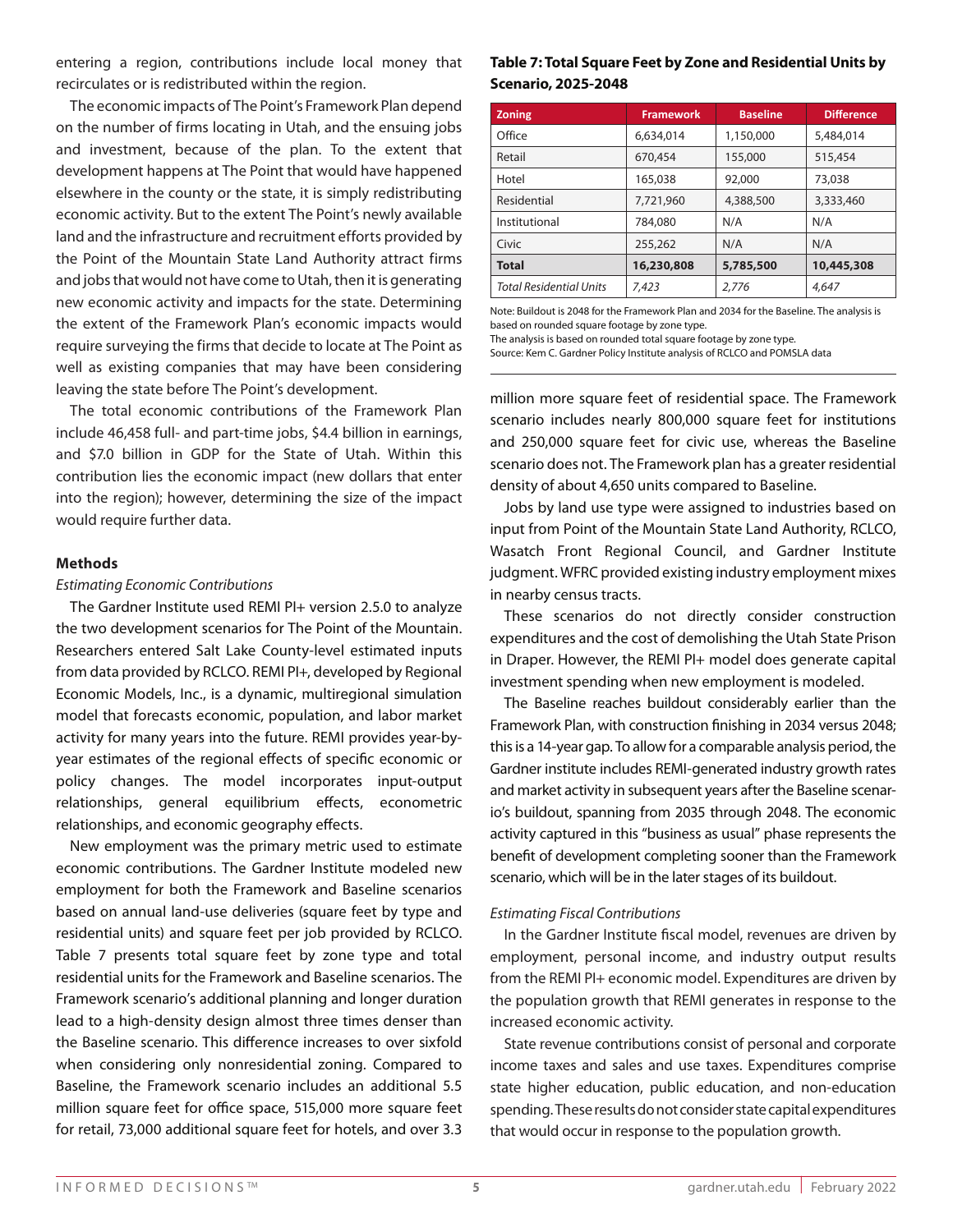entering a region, contributions include local money that recirculates or is redistributed within the region.

The economic impacts of The Point's Framework Plan depend on the number of firms locating in Utah, and the ensuing jobs and investment, because of the plan. To the extent that development happens at The Point that would have happened elsewhere in the county or the state, it is simply redistributing economic activity. But to the extent The Point's newly available land and the infrastructure and recruitment efforts provided by the Point of the Mountain State Land Authority attract firms and jobs that would not have come to Utah, then it is generating new economic activity and impacts for the state. Determining the extent of the Framework Plan's economic impacts would require surveying the firms that decide to locate at The Point as well as existing companies that may have been considering leaving the state before The Point's development.

The total economic contributions of the Framework Plan include 46,458 full- and part-time jobs, $4.4 billion in earnings, and $7.0 billion in GDP for the State of Utah. Within this contribution lies the economic impact (new dollars that enter into the region); however, determining the size of the impact would require further data.

### Methods

*Estimating Economic Contributions*

The Gardner Institute used REMI PI+ version 2.5.0 to analyze the two development scenarios for The Point of the Mountain. Researchers entered Salt Lake County-level estimated inputs from data provided by RCLCO. REMI PI+, developed by Regional Economic Models, Inc., is a dynamic, multiregional simulation model that forecasts economic, population, and labor market activity for many years into the future. REMI provides year-by-year estimates of the regional effects of specific economic or policy changes. The model incorporates input-output relationships, general equilibrium effects, econometric relationships, and economic geography effects.

New employment was the primary metric used to estimate economic contributions. The Gardner Institute modeled new employment for both the Framework and Baseline scenarios based on annual land-use deliveries (square feet by type and residential units) and square feet per job provided by RCLCO. Table 7 presents total square feet by zone type and total residential units for the Framework and Baseline scenarios. The Framework scenario's additional planning and longer duration lead to a high-density design almost three times denser than the Baseline scenario. This difference increases to over sixfold when considering only nonresidential zoning. Compared to Baseline, the Framework scenario includes an additional 5.5 million square feet for office space, 515,000 more square feet for retail, 73,000 additional square feet for hotels, and over 3.3 million more square feet of residential space. The Framework scenario includes nearly 800,000 square feet for institutions and 250,000 square feet for civic use, whereas the Baseline scenario does not. The Framework plan has a greater residential density of about 4,650 units compared to Baseline.

**Table 7: Total Square Feet by Zone and Residential Units by Scenario, 2025-2048**

| Zoning | Framework | Baseline | Difference |
|---|---|---|---|
| Office | 6,634,014 | 1,150,000 | 5,484,014 |
| Retail | 670,454 | 155,000 | 515,454 |
| Hotel | 165,038 | 92,000 | 73,038 |
| Residential | 7,721,960 | 4,388,500 | 3,333,460 |
| Institutional | 784,080 | N/A | N/A |
| Civic | 255,262 | N/A | N/A |
| **Total** | **16,230,808** | **5,785,500** | **10,445,308** |
| *Total Residential Units* | *7,423* | *2,776* | *4,647* |

Note: Buildout is 2048 for the Framework Plan and 2034 for the Baseline. The analysis is based on rounded square footage by zone type.
The analysis is based on rounded total square footage by zone type.
Source: Kem C. Gardner Policy Institute analysis of RCLCO and POMSLA data

Jobs by land use type were assigned to industries based on input from Point of the Mountain State Land Authority, RCLCO, Wasatch Front Regional Council, and Gardner Institute judgment. WFRC provided existing industry employment mixes in nearby census tracts.

These scenarios do not directly consider construction expenditures and the cost of demolishing the Utah State Prison in Draper. However, the REMI PI+ model does generate capital investment spending when new employment is modeled.

The Baseline reaches buildout considerably earlier than the Framework Plan, with construction finishing in 2034 versus 2048; this is a 14-year gap. To allow for a comparable analysis period, the Gardner institute includes REMI-generated industry growth rates and market activity in subsequent years after the Baseline scenario's buildout, spanning from 2035 through 2048. The economic activity captured in this "business as usual" phase represents the benefit of development completing sooner than the Framework scenario, which will be in the later stages of its buildout.

*Estimating Fiscal Contributions*

In the Gardner Institute fiscal model, revenues are driven by employment, personal income, and industry output results from the REMI PI+ economic model. Expenditures are driven by the population growth that REMI generates in response to the increased economic activity.

State revenue contributions consist of personal and corporate income taxes and sales and use taxes. Expenditures comprise state higher education, public education, and non-education spending. These results do not consider state capital expenditures that would occur in response to the population growth.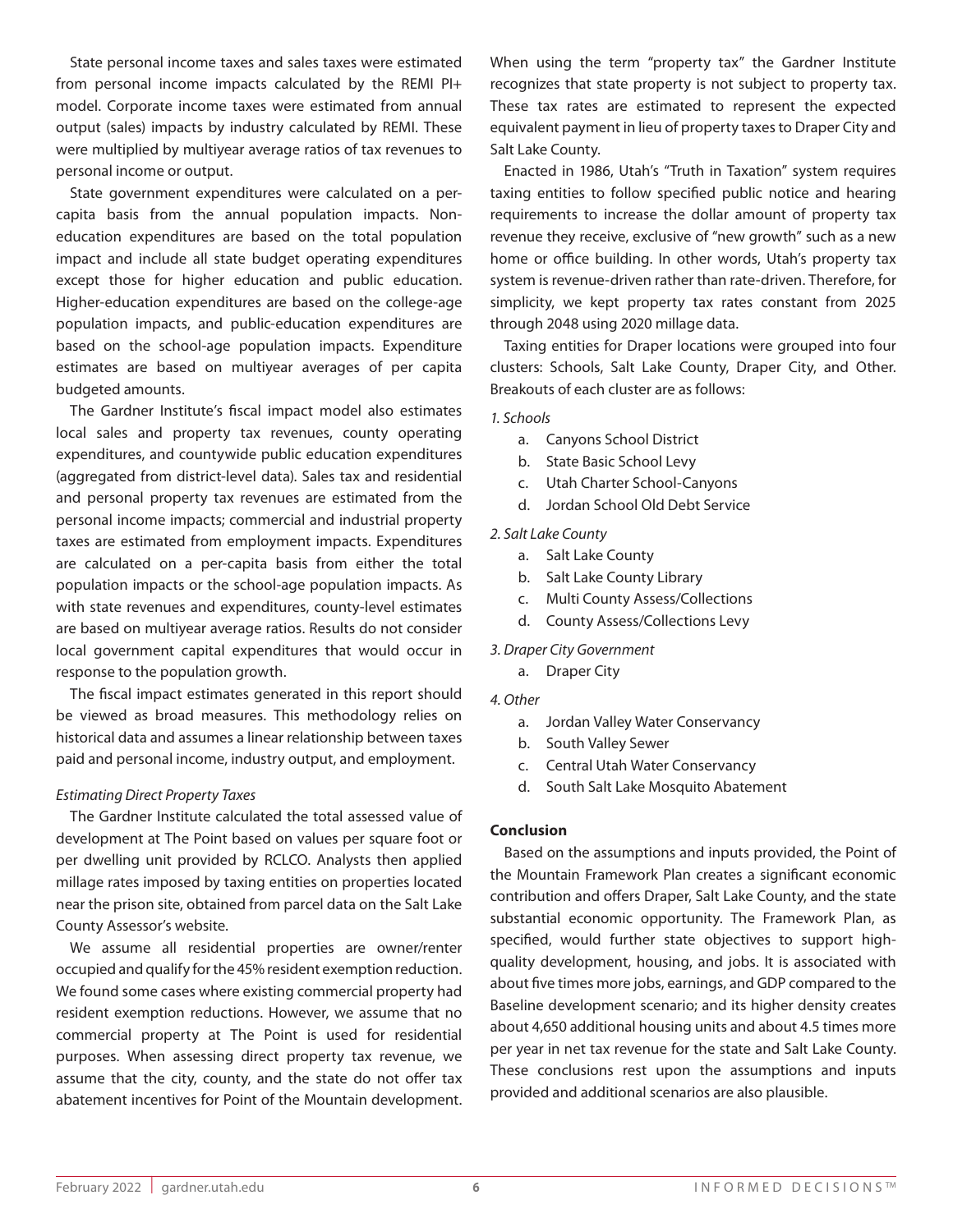State personal income taxes and sales taxes were estimated from personal income impacts calculated by the REMI PI+ model. Corporate income taxes were estimated from annual output (sales) impacts by industry calculated by REMI. These were multiplied by multiyear average ratios of tax revenues to personal income or output.

State government expenditures were calculated on a per-capita basis from the annual population impacts. Non-education expenditures are based on the total population impact and include all state budget operating expenditures except those for higher education and public education. Higher-education expenditures are based on the college-age population impacts, and public-education expenditures are based on the school-age population impacts. Expenditure estimates are based on multiyear averages of per capita budgeted amounts.

The Gardner Institute's fiscal impact model also estimates local sales and property tax revenues, county operating expenditures, and countywide public education expenditures (aggregated from district-level data). Sales tax and residential and personal property tax revenues are estimated from the personal income impacts; commercial and industrial property taxes are estimated from employment impacts. Expenditures are calculated on a per-capita basis from either the total population impacts or the school-age population impacts. As with state revenues and expenditures, county-level estimates are based on multiyear average ratios. Results do not consider local government capital expenditures that would occur in response to the population growth.

The fiscal impact estimates generated in this report should be viewed as broad measures. This methodology relies on historical data and assumes a linear relationship between taxes paid and personal income, industry output, and employment.

*Estimating Direct Property Taxes*

The Gardner Institute calculated the total assessed value of development at The Point based on values per square foot or per dwelling unit provided by RCLCO. Analysts then applied millage rates imposed by taxing entities on properties located near the prison site, obtained from parcel data on the Salt Lake County Assessor's website.

We assume all residential properties are owner/renter occupied and qualify for the 45% resident exemption reduction. We found some cases where existing commercial property had resident exemption reductions. However, we assume that no commercial property at The Point is used for residential purposes. When assessing direct property tax revenue, we assume that the city, county, and the state do not offer tax abatement incentives for Point of the Mountain development. When using the term "property tax" the Gardner Institute recognizes that state property is not subject to property tax. These tax rates are estimated to represent the expected equivalent payment in lieu of property taxes to Draper City and Salt Lake County.

Enacted in 1986, Utah's "Truth in Taxation" system requires taxing entities to follow specified public notice and hearing requirements to increase the dollar amount of property tax revenue they receive, exclusive of "new growth" such as a new home or office building. In other words, Utah's property tax system is revenue-driven rather than rate-driven. Therefore, for simplicity, we kept property tax rates constant from 2025 through 2048 using 2020 millage data.

Taxing entities for Draper locations were grouped into four clusters: Schools, Salt Lake County, Draper City, and Other. Breakouts of each cluster are as follows:

*1. Schools*

a. Canyons School District
b. State Basic School Levy
c. Utah Charter School-Canyons
d. Jordan School Old Debt Service

*2. Salt Lake County*

a. Salt Lake County
b. Salt Lake County Library
c. Multi County Assess/Collections
d. County Assess/Collections Levy

*3. Draper City Government*

a. Draper City

*4. Other*

a. Jordan Valley Water Conservancy
b. South Valley Sewer
c. Central Utah Water Conservancy
d. South Salt Lake Mosquito Abatement

**Conclusion**

Based on the assumptions and inputs provided, the Point of the Mountain Framework Plan creates a significant economic contribution and offers Draper, Salt Lake County, and the state substantial economic opportunity. The Framework Plan, as specified, would further state objectives to support high-quality development, housing, and jobs. It is associated with about five times more jobs, earnings, and GDP compared to the Baseline development scenario; and its higher density creates about 4,650 additional housing units and about 4.5 times more per year in net tax revenue for the state and Salt Lake County. These conclusions rest upon the assumptions and inputs provided and additional scenarios are also plausible.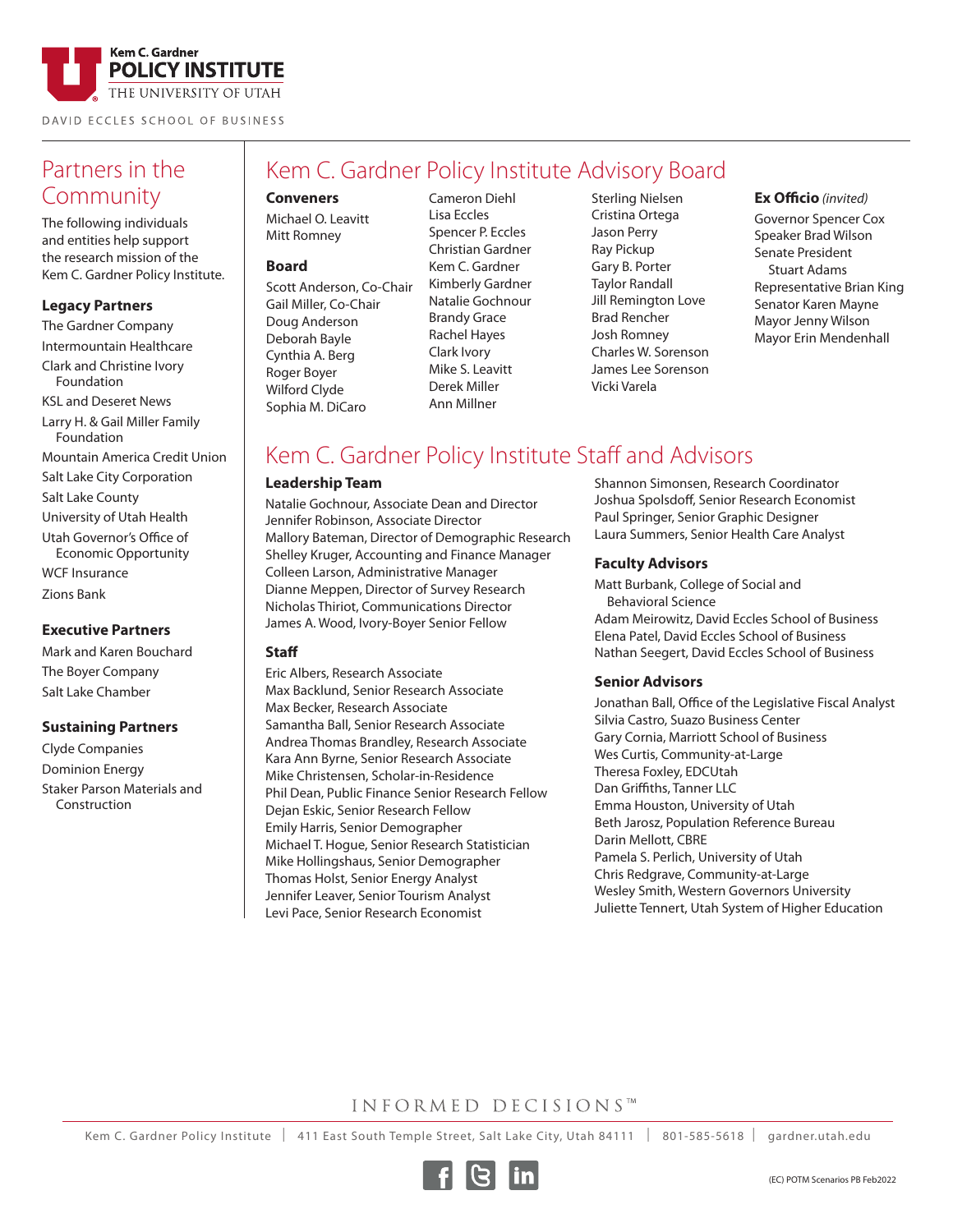Kem C. Gardner **POLICY INSTITUTE** THE UNIVERSITY OF UTAH

DAVID ECCLES SCHOOL OF BUSINESS

## Partners in the Community

The following individuals and entities help support the research mission of the Kem C. Gardner Policy Institute.

### Legacy Partners

The Gardner Company
Intermountain Healthcare
Clark and Christine Ivory Foundation
KSL and Deseret News
Larry H. & Gail Miller Family Foundation
Mountain America Credit Union
Salt Lake City Corporation
Salt Lake County
University of Utah Health
Utah Governor's Office of Economic Opportunity
WCF Insurance
Zions Bank

### Executive Partners

Mark and Karen Bouchard
The Boyer Company
Salt Lake Chamber

### Sustaining Partners

Clyde Companies
Dominion Energy
Staker Parson Materials and Construction

## Kem C. Gardner Policy Institute Advisory Board

### Conveners

Michael O. Leavitt
Mitt Romney

### Board

Scott Anderson, Co-Chair
Gail Miller, Co-Chair
Doug Anderson
Deborah Bayle
Cynthia A. Berg
Roger Boyer
Wilford Clyde
Sophia M. DiCaro
Cameron Diehl
Lisa Eccles
Spencer P. Eccles
Christian Gardner
Kem C. Gardner
Kimberly Gardner
Natalie Gochnour
Brandy Grace
Rachel Hayes
Clark Ivory
Mike S. Leavitt
Derek Miller
Ann Millner
Sterling Nielsen
Cristina Ortega
Jason Perry
Ray Pickup
Gary B. Porter
Taylor Randall
Jill Remington Love
Brad Rencher
Josh Romney
Charles W. Sorenson
James Lee Sorenson
Vicki Varela

### Ex Officio *(invited)*

Governor Spencer Cox
Speaker Brad Wilson
Senate President Stuart Adams
Representative Brian King
Senator Karen Mayne
Mayor Jenny Wilson
Mayor Erin Mendenhall

## Kem C. Gardner Policy Institute Staff and Advisors

### Leadership Team

Natalie Gochnour, Associate Dean and Director
Jennifer Robinson, Associate Director
Mallory Bateman, Director of Demographic Research
Shelley Kruger, Accounting and Finance Manager
Colleen Larson, Administrative Manager
Dianne Meppen, Director of Survey Research
Nicholas Thiriot, Communications Director
James A. Wood, Ivory-Boyer Senior Fellow

### Staff

Eric Albers, Research Associate
Max Backlund, Senior Research Associate
Max Becker, Research Associate
Samantha Ball, Senior Research Associate
Andrea Thomas Brandley, Research Associate
Kara Ann Byrne, Senior Research Associate
Mike Christensen, Scholar-in-Residence
Phil Dean, Public Finance Senior Research Fellow
Dejan Eskic, Senior Research Fellow
Emily Harris, Senior Demographer
Michael T. Hogue, Senior Research Statistician
Mike Hollingshaus, Senior Demographer
Thomas Holst, Senior Energy Analyst
Jennifer Leaver, Senior Tourism Analyst
Levi Pace, Senior Research Economist
Shannon Simonsen, Research Coordinator
Joshua Spolsdoff, Senior Research Economist
Paul Springer, Senior Graphic Designer
Laura Summers, Senior Health Care Analyst

### Faculty Advisors

Matt Burbank, College of Social and Behavioral Science
Adam Meirowitz, David Eccles School of Business
Elena Patel, David Eccles School of Business
Nathan Seegert, David Eccles School of Business

### Senior Advisors

Jonathan Ball, Office of the Legislative Fiscal Analyst
Silvia Castro, Suazo Business Center
Gary Cornia, Marriott School of Business
Wes Curtis, Community-at-Large
Theresa Foxley, EDCUtah
Dan Griffiths, Tanner LLC
Emma Houston, University of Utah
Beth Jarosz, Population Reference Bureau
Darin Mellott, CBRE
Pamela S. Perlich, University of Utah
Chris Redgrave, Community-at-Large
Wesley Smith, Western Governors University
Juliette Tennert, Utah System of Higher Education

INFORMED DECISIONS™

Kem C. Gardner Policy Institute | 411 East South Temple Street, Salt Lake City, Utah 84111 | 801-585-5618 | gardner.utah.edu

(EC) POTM Scenarios PB Feb2022